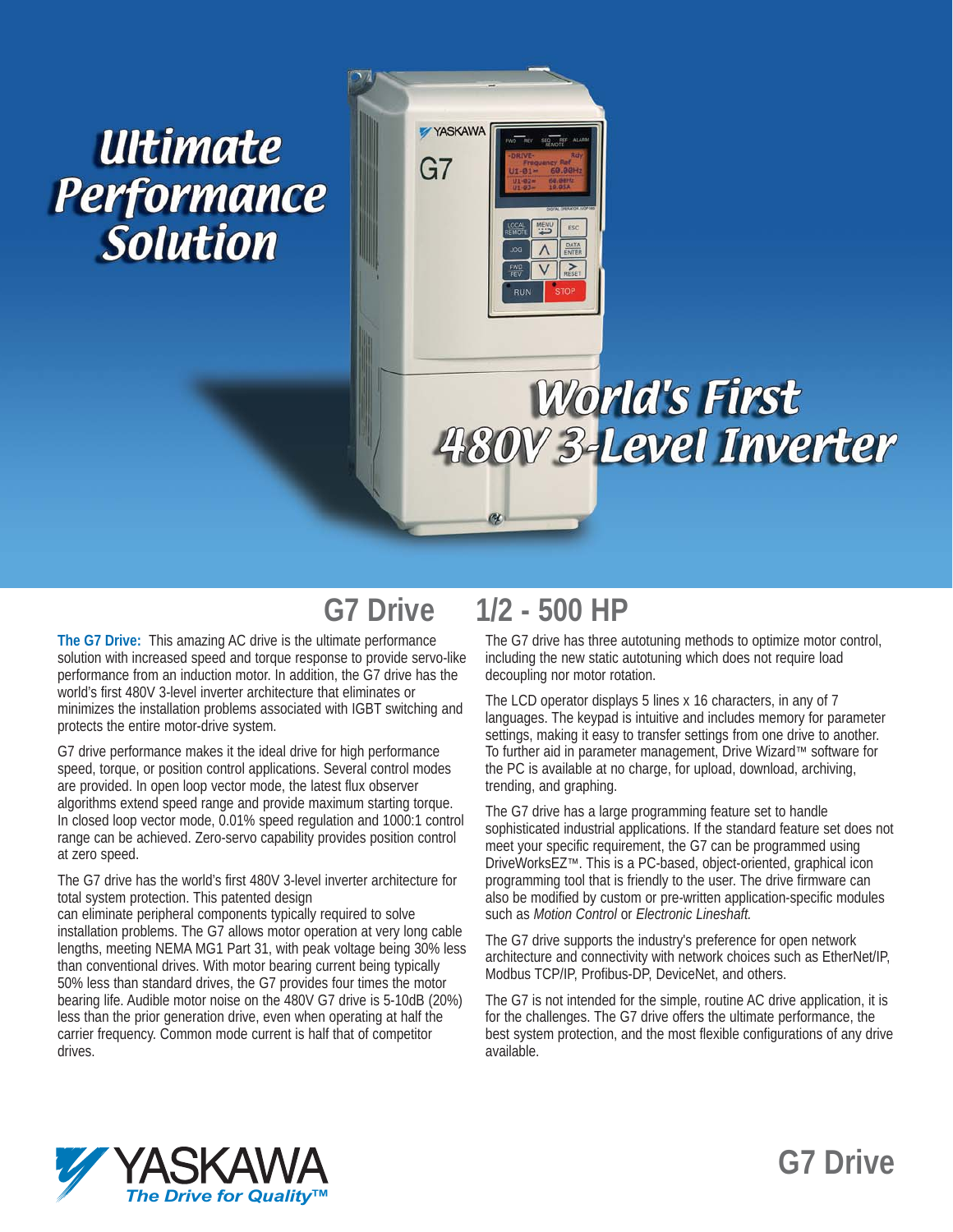# Ultimate Performance Solution

## World's First 480V 3-Level Inverter

## G7 Drive 1/2 - 500 HP

**The G7 Drive:** This amazing AC drive is the ultimate performance solution with increased speed and torque response to provide servo-like performance from an induction motor. In addition, the G7 drive has the world's first 480V 3-level inverter architecture that eliminates or minimizes the installation problems associated with IGBT switching and protects the entire motor-drive system.

G7 drive performance makes it the ideal drive for high performance speed, torque, or position control applications. Several control modes are provided. In open loop vector mode, the latest flux observer algorithms extend speed range and provide maximum starting torque. In closed loop vector mode, 0.01% speed regulation and 1000:1 control range can be achieved. Zero-servo capability provides position control at zero speed.

The G7 drive has the world's first 480V 3-level inverter architecture for total system protection. This patented design can eliminate peripheral components typically required to solve installation problems. The G7 allows motor operation at very long cable lengths, meeting NEMA MG1 Part 31, with peak voltage being 30% less than conventional drives. With motor bearing current being typically 50% less than standard drives, the G7 provides four times the motor bearing life. Audible motor noise on the 480V G7 drive is 5-10dB (20%) less than the prior generation drive, even when operating at half the carrier frequency. Common mode current is half that of competitor drives.

The G7 drive has three autotuning methods to optimize motor control, including the new static autotuning which does not require load decoupling nor motor rotation.

The LCD operator displays 5 lines x 16 characters, in any of 7 languages. The keypad is intuitive and includes memory for parameter settings, making it easy to transfer settings from one drive to another. To further aid in parameter management, Drive Wizard™ software for the PC is available at no charge, for upload, download, archiving, trending, and graphing.

The G7 drive has a large programming feature set to handle sophisticated industrial applications. If the standard feature set does not meet your specific requirement, the G7 can be programmed using DriveWorksEZ™. This is a PC-based, object-oriented, graphical icon programming tool that is friendly to the user. The drive firmware can also be modified by custom or pre-written application-specific modules such as *Motion Control* or *Electronic Lineshaft.*

The G7 drive supports the industry's preference for open network architecture and connectivity with network choices such as EtherNet/IP, Modbus TCP/IP, Profibus-DP, DeviceNet, and others.

The G7 is not intended for the simple, routine AC drive application, it is for the challenges. The G7 drive offers the ultimate performance, the best system protection, and the most flexible configurations of any drive available.

YASKAWA *The Drive for Quality™*

**G7 Drive**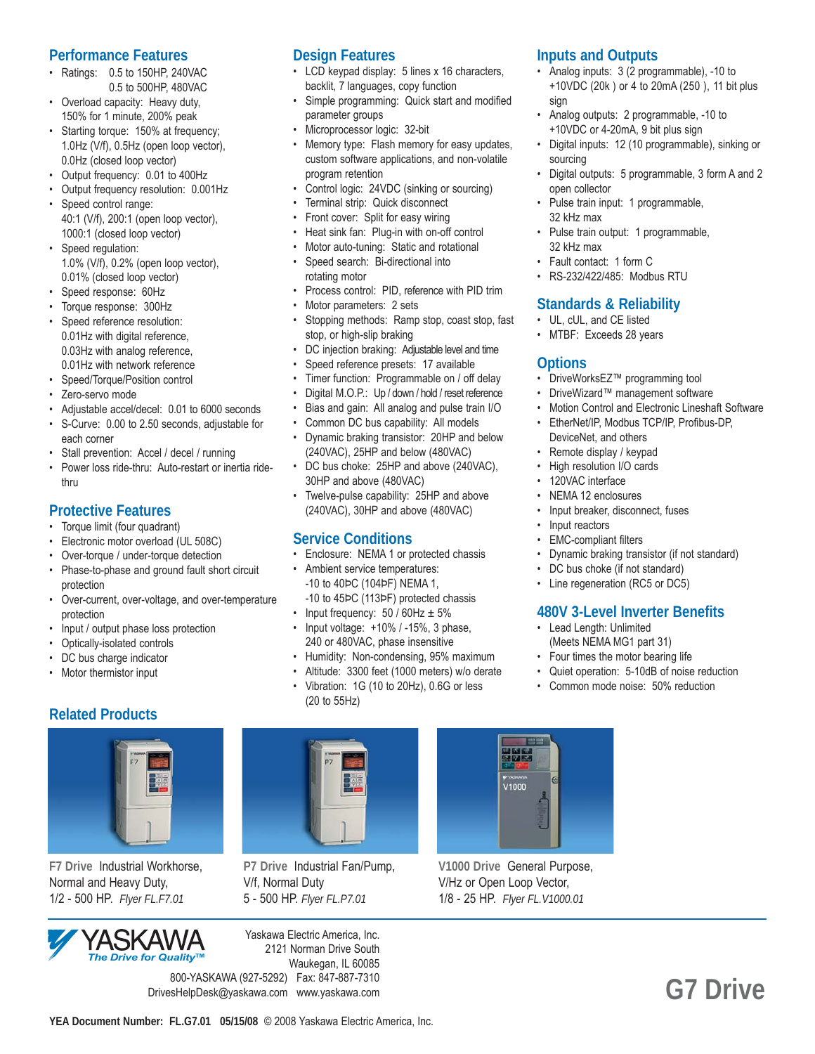## Performance Features

- Ratings: 0.5 to 150HP, 240VAC
  0.5 to 500HP, 480VAC
- Overload capacity: Heavy duty, 150% for 1 minute, 200% peak
- Starting torque: 150% at frequency; 1.0Hz (V/f), 0.5Hz (open loop vector), 0.0Hz (closed loop vector)
- Output frequency: 0.01 to 400Hz
- Output frequency resolution: 0.001Hz
- Speed control range:
  40:1 (V/f), 200:1 (open loop vector), 1000:1 (closed loop vector)
- Speed regulation:
  1.0% (V/f), 0.2% (open loop vector), 0.01% (closed loop vector)
- Speed response: 60Hz
- Torque response: 300Hz
- Speed reference resolution:
  0.01Hz with digital reference,
  0.03Hz with analog reference,
  0.01Hz with network reference
- Speed/Torque/Position control
- Zero-servo mode
- Adjustable accel/decel: 0.01 to 6000 seconds
- S-Curve: 0.00 to 2.50 seconds, adjustable for each corner
- Stall prevention: Accel / decel / running
- Power loss ride-thru: Auto-restart or inertia ride-thru

## Protective Features

- Torque limit (four quadrant)
- Electronic motor overload (UL 508C)
- Over-torque / under-torque detection
- Phase-to-phase and ground fault short circuit protection
- Over-current, over-voltage, and over-temperature protection
- Input / output phase loss protection
- Optically-isolated controls
- DC bus charge indicator
- Motor thermistor input

## Design Features

- LCD keypad display: 5 lines x 16 characters, backlit, 7 languages, copy function
- Simple programming: Quick start and modified parameter groups
- Microprocessor logic: 32-bit
- Memory type: Flash memory for easy updates, custom software applications, and non-volatile program retention
- Control logic: 24VDC (sinking or sourcing)
- Terminal strip: Quick disconnect
- Front cover: Split for easy wiring
- Heat sink fan: Plug-in with on-off control
- Motor auto-tuning: Static and rotational
- Speed search: Bi-directional into rotating motor
- Process control: PID, reference with PID trim
- Motor parameters: 2 sets
- Stopping methods: Ramp stop, coast stop, fast stop, or high-slip braking
- DC injection braking: Adjustable level and time
- Speed reference presets: 17 available
- Timer function: Programmable on / off delay
- Digital M.O.P.: Up / down / hold / reset reference
- Bias and gain: All analog and pulse train I/O
- Common DC bus capability: All models
- Dynamic braking transistor: 20HP and below (240VAC), 25HP and below (480VAC)
- DC bus choke: 25HP and above (240VAC), 30HP and above (480VAC)
- Twelve-pulse capability: 25HP and above (240VAC), 30HP and above (480VAC)

## Service Conditions

- Enclosure: NEMA 1 or protected chassis
- Ambient service temperatures:
  -10 to 40ÞC (104ÞF) NEMA 1,
  -10 to 45ÞC (113ÞF) protected chassis
- Input frequency: 50 / 60Hz ± 5%
- Input voltage: +10% / -15%, 3 phase, 240 or 480VAC, phase insensitive
- Humidity: Non-condensing, 95% maximum
- Altitude: 3300 feet (1000 meters) w/o derate
- Vibration: 1G (10 to 20Hz), 0.6G or less (20 to 55Hz)

## Inputs and Outputs

- Analog inputs: 3 (2 programmable), -10 to +10VDC (20k ) or 4 to 20mA (250 ), 11 bit plus sign
- Analog outputs: 2 programmable, -10 to +10VDC or 4-20mA, 9 bit plus sign
- Digital inputs: 12 (10 programmable), sinking or sourcing
- Digital outputs: 5 programmable, 3 form A and 2 open collector
- Pulse train input: 1 programmable, 32 kHz max
- Pulse train output: 1 programmable, 32 kHz max
- Fault contact: 1 form C
- RS-232/422/485: Modbus RTU

## Standards & Reliability

- UL, cUL, and CE listed
- MTBF: Exceeds 28 years

## Options

- DriveWorksEZ™ programming tool
- DriveWizard™ management software
- Motion Control and Electronic Lineshaft Software
- EtherNet/IP, Modbus TCP/IP, Profibus-DP, DeviceNet, and others
- Remote display / keypad
- High resolution I/O cards
- 120VAC interface
- NEMA 12 enclosures
- Input breaker, disconnect, fuses
- Input reactors
- EMC-compliant filters
- Dynamic braking transistor (if not standard)
- DC bus choke (if not standard)
- Line regeneration (RC5 or DC5)

## 480V 3-Level Inverter Benefits

- Lead Length: Unlimited (Meets NEMA MG1 part 31)
- Four times the motor bearing life
- Quiet operation: 5-10dB of noise reduction
- Common mode noise: 50% reduction

## Related Products

**F7 Drive** Industrial Workhorse, Normal and Heavy Duty, 1/2 - 500 HP. *Flyer FL.F7.01*

**P7 Drive** Industrial Fan/Pump, V/f, Normal Duty 5 - 500 HP. *Flyer FL.P7.01*

**V1000 Drive** General Purpose, V/Hz or Open Loop Vector, 1/8 - 25 HP. *Flyer FL.V1000.01*

YASKAWA *The Drive for Quality™*

Yaskawa Electric America, Inc.
2121 Norman Drive South
Waukegan, IL 60085
800-YASKAWA (927-5292) Fax: 847-887-7310
DrivesHelpDesk@yaskawa.com www.yaskawa.com

**G7 Drive**

**YEA Document Number: FL.G7.01 05/15/08** © 2008 Yaskawa Electric America, Inc.